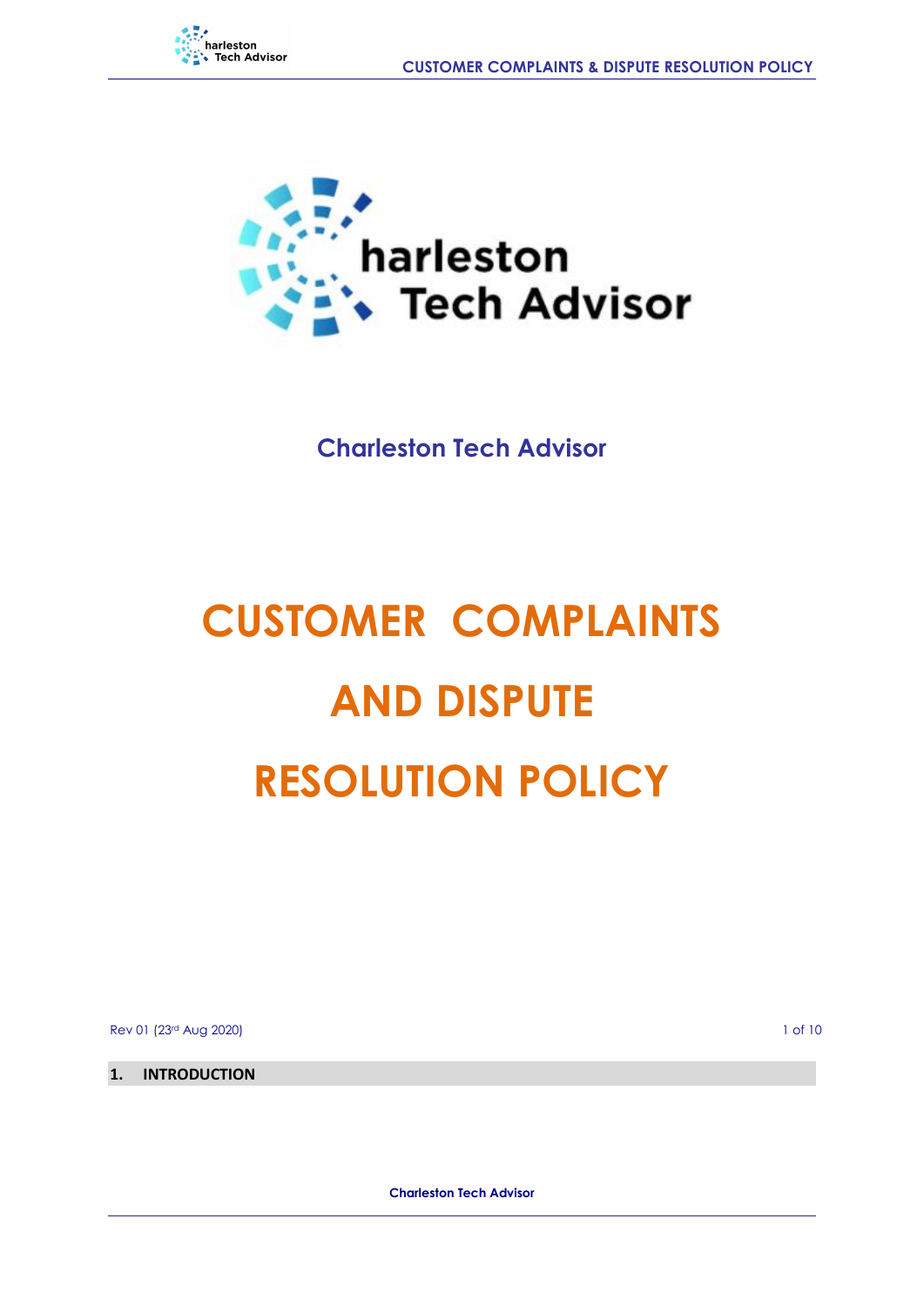Charleston Tech Advisor

# CUSTOMER COMPLAINTS AND DISPUTE RESOLUTION POLICY

Rev 01 (23rd Aug 2020)

## 1. INTRODUCTION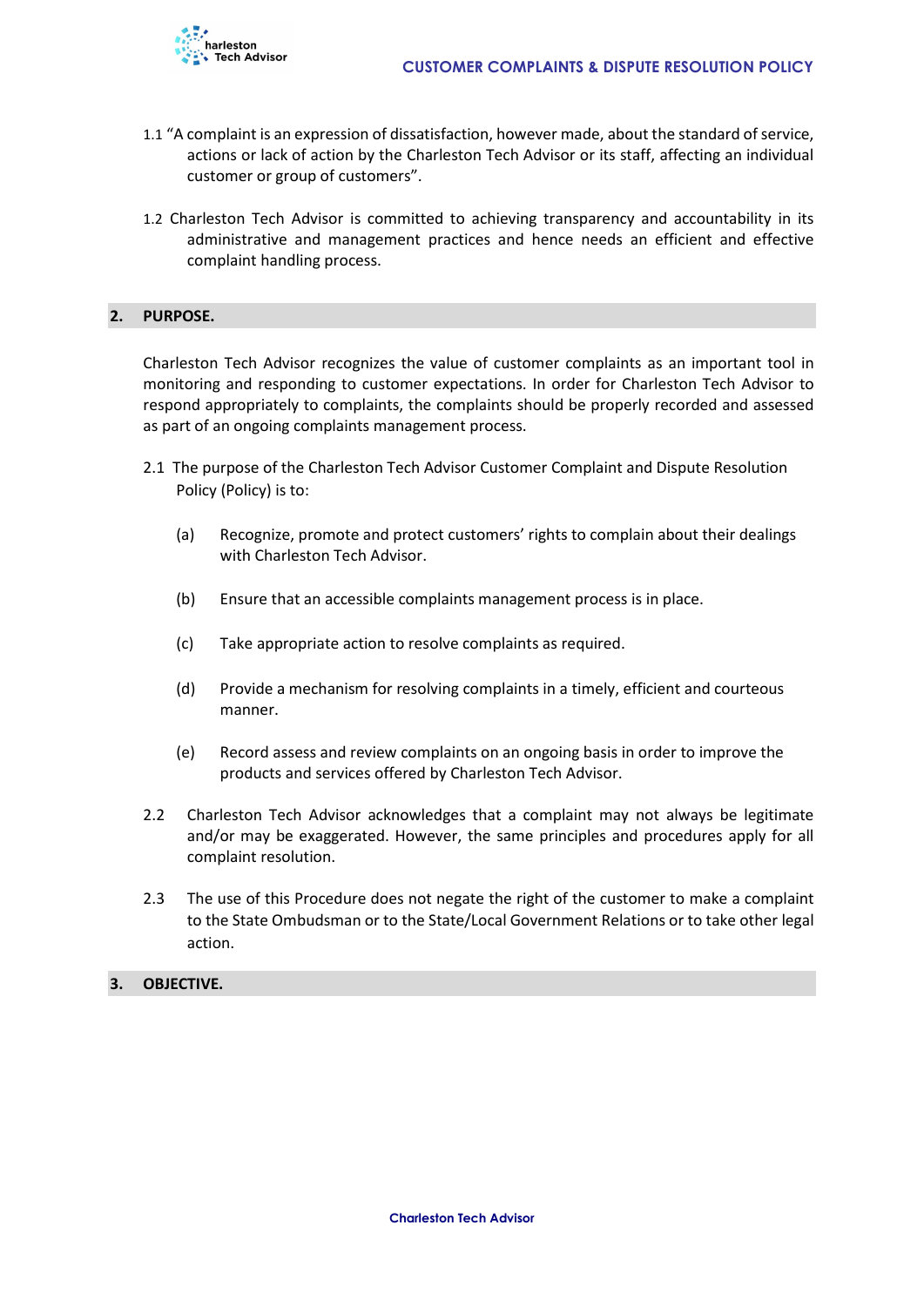1.1 "A complaint is an expression of dissatisfaction, however made, about the standard of service, actions or lack of action by the Charleston Tech Advisor or its staff, affecting an individual customer or group of customers".

1.2 Charleston Tech Advisor is committed to achieving transparency and accountability in its administrative and management practices and hence needs an efficient and effective complaint handling process.

## 2. PURPOSE.

Charleston Tech Advisor recognizes the value of customer complaints as an important tool in monitoring and responding to customer expectations. In order for Charleston Tech Advisor to respond appropriately to complaints, the complaints should be properly recorded and assessed as part of an ongoing complaints management process.

2.1 The purpose of the Charleston Tech Advisor Customer Complaint and Dispute Resolution Policy (Policy) is to:

(a) Recognize, promote and protect customers' rights to complain about their dealings with Charleston Tech Advisor.

(b) Ensure that an accessible complaints management process is in place.

(c) Take appropriate action to resolve complaints as required.

(d) Provide a mechanism for resolving complaints in a timely, efficient and courteous manner.

(e) Record assess and review complaints on an ongoing basis in order to improve the products and services offered by Charleston Tech Advisor.

2.2 Charleston Tech Advisor acknowledges that a complaint may not always be legitimate and/or may be exaggerated. However, the same principles and procedures apply for all complaint resolution.

2.3 The use of this Procedure does not negate the right of the customer to make a complaint to the State Ombudsman or to the State/Local Government Relations or to take other legal action.

## 3. OBJECTIVE.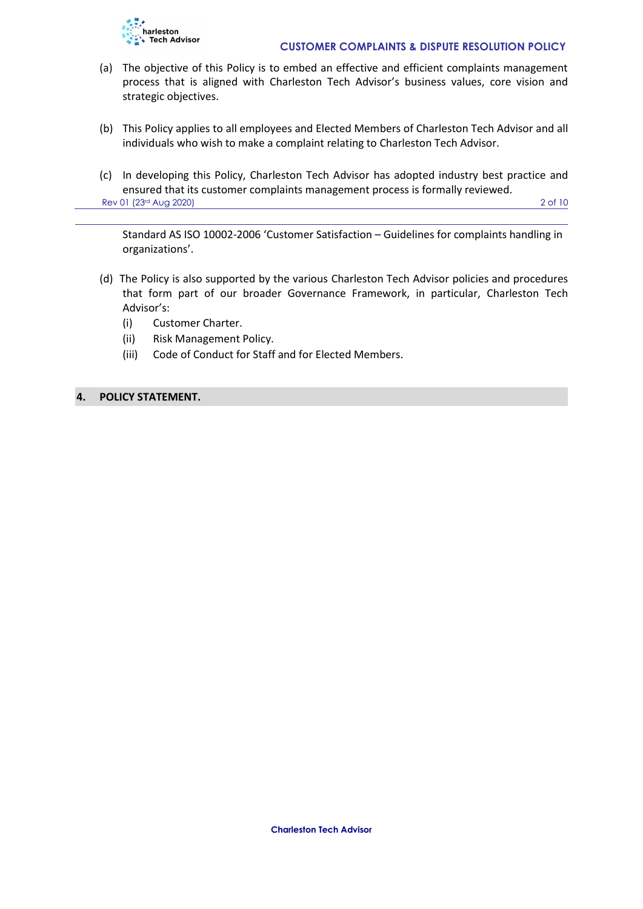(a) The objective of this Policy is to embed an effective and efficient complaints management process that is aligned with Charleston Tech Advisor's business values, core vision and strategic objectives.

(b) This Policy applies to all employees and Elected Members of Charleston Tech Advisor and all individuals who wish to make a complaint relating to Charleston Tech Advisor.

(c) In developing this Policy, Charleston Tech Advisor has adopted industry best practice and ensured that its customer complaints management process is formally reviewed. Standard AS ISO 10002-2006 'Customer Satisfaction – Guidelines for complaints handling in organizations'.

(d) The Policy is also supported by the various Charleston Tech Advisor policies and procedures that form part of our broader Governance Framework, in particular, Charleston Tech Advisor's:
   - (i) Customer Charter.
   - (ii) Risk Management Policy.
   - (iii) Code of Conduct for Staff and for Elected Members.

## 4. POLICY STATEMENT.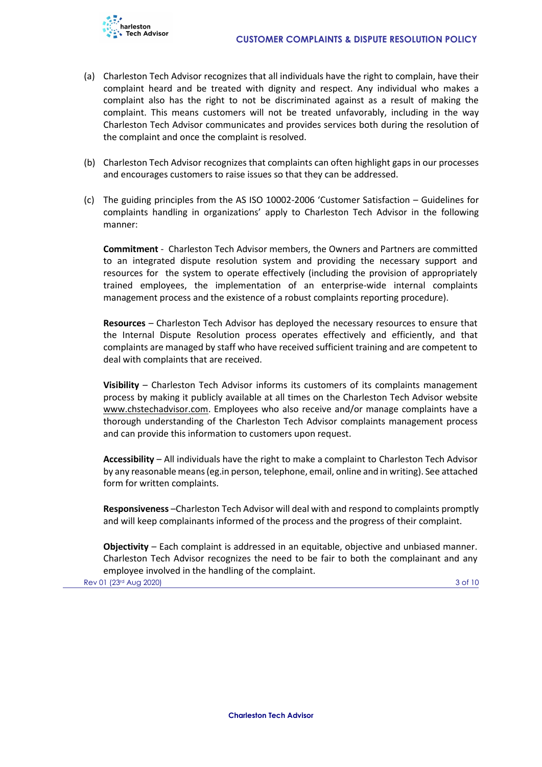(a) Charleston Tech Advisor recognizes that all individuals have the right to complain, have their complaint heard and be treated with dignity and respect. Any individual who makes a complaint also has the right to not be discriminated against as a result of making the complaint. This means customers will not be treated unfavorably, including in the way Charleston Tech Advisor communicates and provides services both during the resolution of the complaint and once the complaint is resolved.

(b) Charleston Tech Advisor recognizes that complaints can often highlight gaps in our processes and encourages customers to raise issues so that they can be addressed.

(c) The guiding principles from the AS ISO 10002-2006 'Customer Satisfaction – Guidelines for complaints handling in organizations' apply to Charleston Tech Advisor in the following manner:

**Commitment** - Charleston Tech Advisor members, the Owners and Partners are committed to an integrated dispute resolution system and providing the necessary support and resources for the system to operate effectively (including the provision of appropriately trained employees, the implementation of an enterprise-wide internal complaints management process and the existence of a robust complaints reporting procedure).

**Resources** – Charleston Tech Advisor has deployed the necessary resources to ensure that the Internal Dispute Resolution process operates effectively and efficiently, and that complaints are managed by staff who have received sufficient training and are competent to deal with complaints that are received.

**Visibility** – Charleston Tech Advisor informs its customers of its complaints management process by making it publicly available at all times on the Charleston Tech Advisor website www.chstechadvisor.com. Employees who also receive and/or manage complaints have a thorough understanding of the Charleston Tech Advisor complaints management process and can provide this information to customers upon request.

**Accessibility** – All individuals have the right to make a complaint to Charleston Tech Advisor by any reasonable means (eg.in person, telephone, email, online and in writing). See attached form for written complaints.

**Responsiveness** –Charleston Tech Advisor will deal with and respond to complaints promptly and will keep complainants informed of the process and the progress of their complaint.

**Objectivity** – Each complaint is addressed in an equitable, objective and unbiased manner. Charleston Tech Advisor recognizes the need to be fair to both the complainant and any employee involved in the handling of the complaint.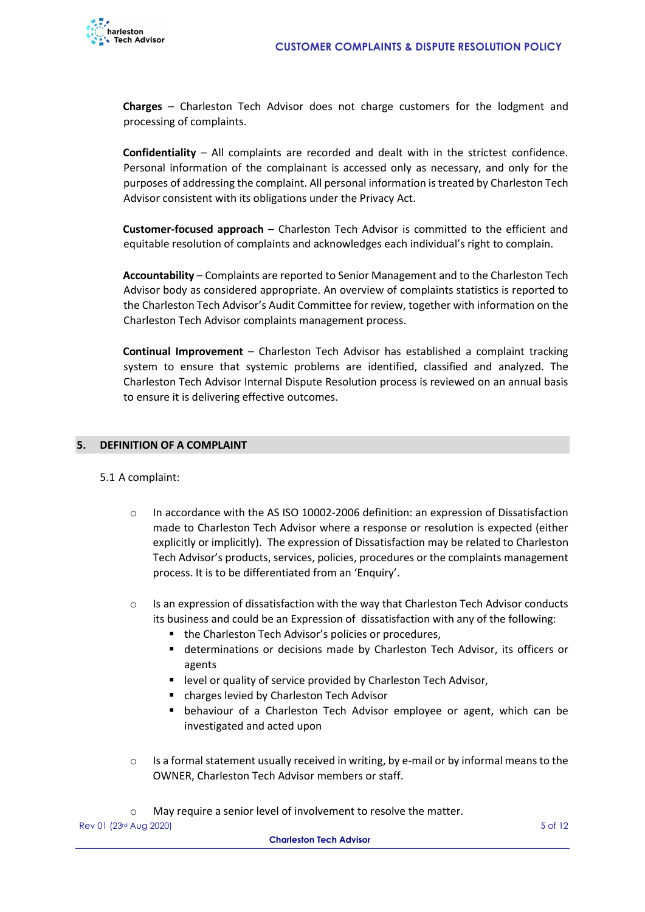**Charges** – Charleston Tech Advisor does not charge customers for the lodgment and processing of complaints.

**Confidentiality** – All complaints are recorded and dealt with in the strictest confidence. Personal information of the complainant is accessed only as necessary, and only for the purposes of addressing the complaint. All personal information is treated by Charleston Tech Advisor consistent with its obligations under the Privacy Act.

**Customer-focused approach** – Charleston Tech Advisor is committed to the efficient and equitable resolution of complaints and acknowledges each individual's right to complain.

**Accountability** – Complaints are reported to Senior Management and to the Charleston Tech Advisor body as considered appropriate. An overview of complaints statistics is reported to the Charleston Tech Advisor's Audit Committee for review, together with information on the Charleston Tech Advisor complaints management process.

**Continual Improvement** – Charleston Tech Advisor has established a complaint tracking system to ensure that systemic problems are identified, classified and analyzed. The Charleston Tech Advisor Internal Dispute Resolution process is reviewed on an annual basis to ensure it is delivering effective outcomes.

## 5. DEFINITION OF A COMPLAINT

5.1 A complaint:

- In accordance with the AS ISO 10002-2006 definition: an expression of Dissatisfaction made to Charleston Tech Advisor where a response or resolution is expected (either explicitly or implicitly). The expression of Dissatisfaction may be related to Charleston Tech Advisor's products, services, policies, procedures or the complaints management process. It is to be differentiated from an 'Enquiry'.

- Is an expression of dissatisfaction with the way that Charleston Tech Advisor conducts its business and could be an Expression of dissatisfaction with any of the following:
  - the Charleston Tech Advisor's policies or procedures,
  - determinations or decisions made by Charleston Tech Advisor, its officers or agents
  - level or quality of service provided by Charleston Tech Advisor,
  - charges levied by Charleston Tech Advisor
  - behaviour of a Charleston Tech Advisor employee or agent, which can be investigated and acted upon

- Is a formal statement usually received in writing, by e-mail or by informal means to the OWNER, Charleston Tech Advisor members or staff.

- May require a senior level of involvement to resolve the matter.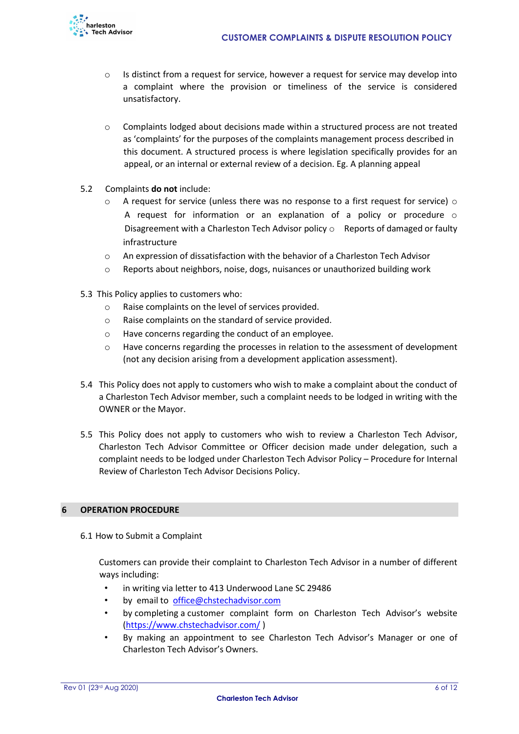- Is distinct from a request for service, however a request for service may develop into a complaint where the provision or timeliness of the service is considered unsatisfactory.

- Complaints lodged about decisions made within a structured process are not treated as 'complaints' for the purposes of the complaints management process described in this document. A structured process is where legislation specifically provides for an appeal, or an internal or external review of a decision. Eg. A planning appeal

5.2 Complaints **do not** include:

- A request for service (unless there was no response to a first request for service)
- A request for information or an explanation of a policy or procedure
- Disagreement with a Charleston Tech Advisor policy
- Reports of damaged or faulty infrastructure
- An expression of dissatisfaction with the behavior of a Charleston Tech Advisor
- Reports about neighbors, noise, dogs, nuisances or unauthorized building work

5.3 This Policy applies to customers who:

- Raise complaints on the level of services provided.
- Raise complaints on the standard of service provided.
- Have concerns regarding the conduct of an employee.
- Have concerns regarding the processes in relation to the assessment of development (not any decision arising from a development application assessment).

5.4 This Policy does not apply to customers who wish to make a complaint about the conduct of a Charleston Tech Advisor member, such a complaint needs to be lodged in writing with the OWNER or the Mayor.

5.5 This Policy does not apply to customers who wish to review a Charleston Tech Advisor, Charleston Tech Advisor Committee or Officer decision made under delegation, such a complaint needs to be lodged under Charleston Tech Advisor Policy – Procedure for Internal Review of Charleston Tech Advisor Decisions Policy.

## 6 OPERATION PROCEDURE

6.1 How to Submit a Complaint

Customers can provide their complaint to Charleston Tech Advisor in a number of different ways including:

- in writing via letter to 413 Underwood Lane SC 29486
- by email to office@chstechadvisor.com
- by completing a customer complaint form on Charleston Tech Advisor's website (https://www.chstechadvisor.com/ )
- By making an appointment to see Charleston Tech Advisor's Manager or one of Charleston Tech Advisor's Owners.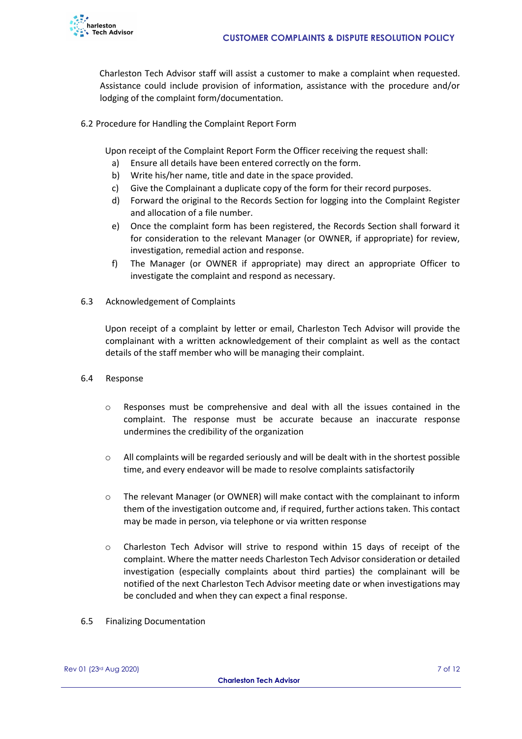Charleston Tech Advisor staff will assist a customer to make a complaint when requested. Assistance could include provision of information, assistance with the procedure and/or lodging of the complaint form/documentation.

### 6.2 Procedure for Handling the Complaint Report Form

Upon receipt of the Complaint Report Form the Officer receiving the request shall:

a) Ensure all details have been entered correctly on the form.
b) Write his/her name, title and date in the space provided.
c) Give the Complainant a duplicate copy of the form for their record purposes.
d) Forward the original to the Records Section for logging into the Complaint Register and allocation of a file number.
e) Once the complaint form has been registered, the Records Section shall forward it for consideration to the relevant Manager (or OWNER, if appropriate) for review, investigation, remedial action and response.
f) The Manager (or OWNER if appropriate) may direct an appropriate Officer to investigate the complaint and respond as necessary.

### 6.3 Acknowledgement of Complaints

Upon receipt of a complaint by letter or email, Charleston Tech Advisor will provide the complainant with a written acknowledgement of their complaint as well as the contact details of the staff member who will be managing their complaint.

### 6.4 Response

- Responses must be comprehensive and deal with all the issues contained in the complaint. The response must be accurate because an inaccurate response undermines the credibility of the organization
- All complaints will be regarded seriously and will be dealt with in the shortest possible time, and every endeavor will be made to resolve complaints satisfactorily
- The relevant Manager (or OWNER) will make contact with the complainant to inform them of the investigation outcome and, if required, further actions taken. This contact may be made in person, via telephone or via written response
- Charleston Tech Advisor will strive to respond within 15 days of receipt of the complaint. Where the matter needs Charleston Tech Advisor consideration or detailed investigation (especially complaints about third parties) the complainant will be notified of the next Charleston Tech Advisor meeting date or when investigations may be concluded and when they can expect a final response.

### 6.5 Finalizing Documentation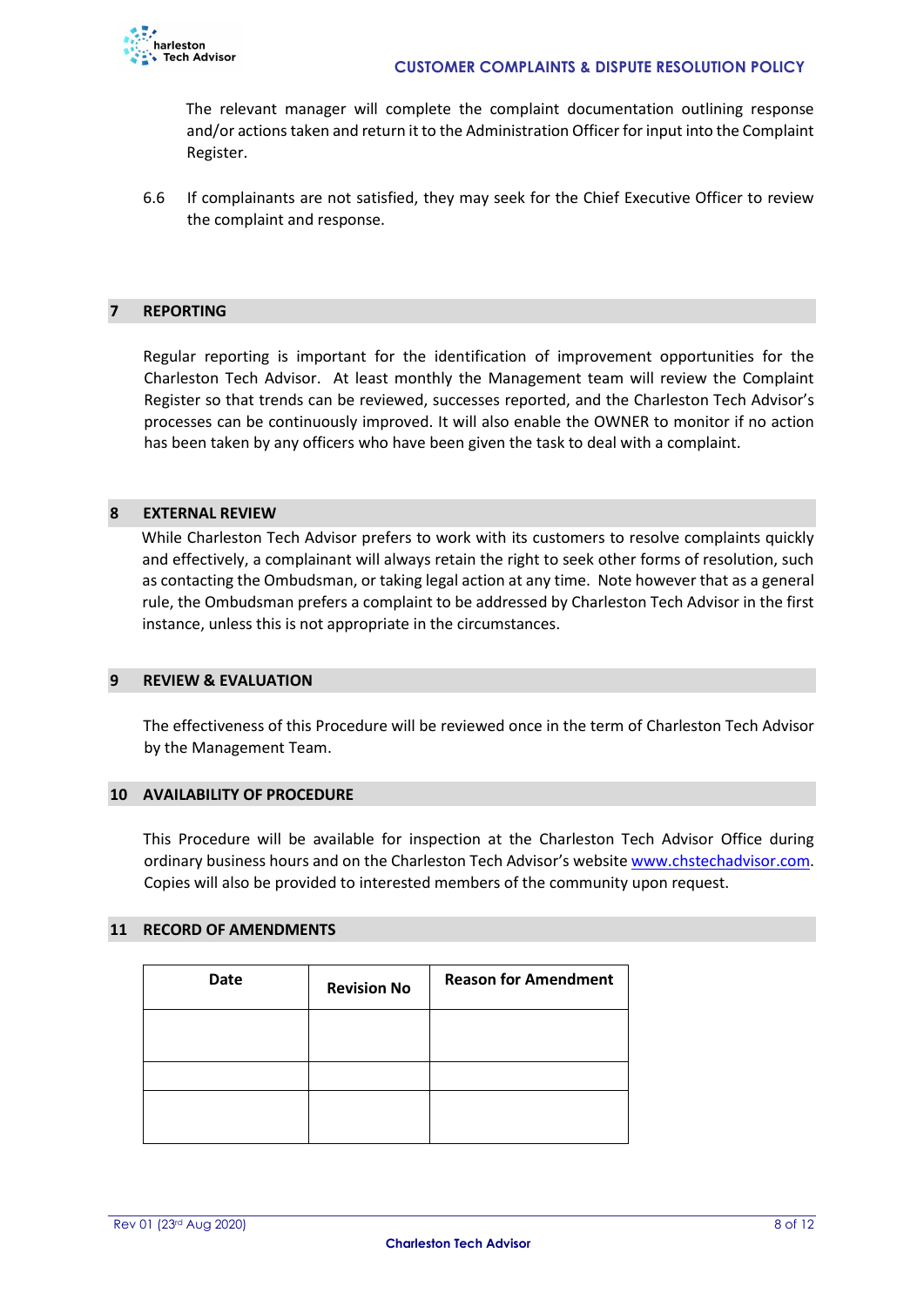The relevant manager will complete the complaint documentation outlining response and/or actions taken and return it to the Administration Officer for input into the Complaint Register.

6.6 If complainants are not satisfied, they may seek for the Chief Executive Officer to review the complaint and response.

## 7 REPORTING

Regular reporting is important for the identification of improvement opportunities for the Charleston Tech Advisor. At least monthly the Management team will review the Complaint Register so that trends can be reviewed, successes reported, and the Charleston Tech Advisor's processes can be continuously improved. It will also enable the OWNER to monitor if no action has been taken by any officers who have been given the task to deal with a complaint.

## 8 EXTERNAL REVIEW

While Charleston Tech Advisor prefers to work with its customers to resolve complaints quickly and effectively, a complainant will always retain the right to seek other forms of resolution, such as contacting the Ombudsman, or taking legal action at any time. Note however that as a general rule, the Ombudsman prefers a complaint to be addressed by Charleston Tech Advisor in the first instance, unless this is not appropriate in the circumstances.

## 9 REVIEW & EVALUATION

The effectiveness of this Procedure will be reviewed once in the term of Charleston Tech Advisor by the Management Team.

## 10 AVAILABILITY OF PROCEDURE

This Procedure will be available for inspection at the Charleston Tech Advisor Office during ordinary business hours and on the Charleston Tech Advisor's website [www.chstechadvisor.com](http://www.chstechadvisor.com). Copies will also be provided to interested members of the community upon request.

## 11 RECORD OF AMENDMENTS

| Date | Revision No | Reason for Amendment |
|---|---|---|
| | | |
| | | |
| | | |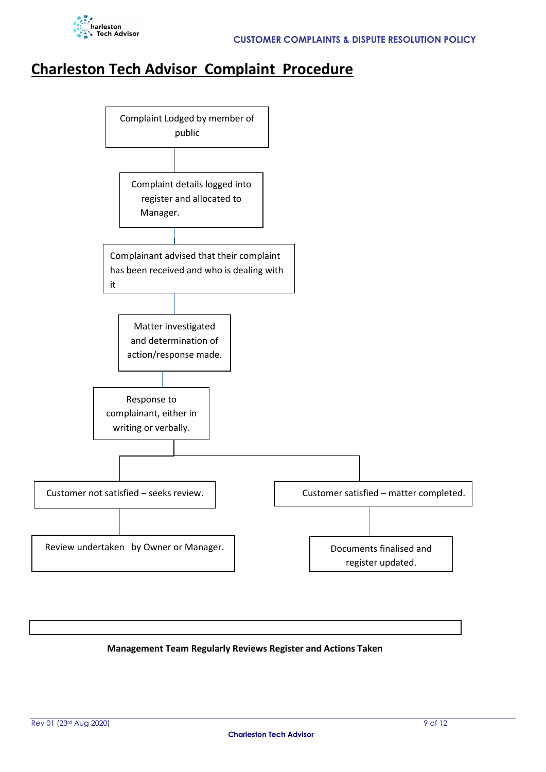# Charleston Tech Advisor Complaint Procedure

Complaint Lodged by member of public

Complaint details logged into register and allocated to Manager.

Complainant advised that their complaint has been received and who is dealing with it

Matter investigated and determination of action/response made.

Response to complainant, either in writing or verbally.

Customer not satisfied – seeks review.

Review undertaken by Owner or Manager.

Customer satisfied – matter completed.

Documents finalised and register updated.

**Management Team Regularly Reviews Register and Actions Taken**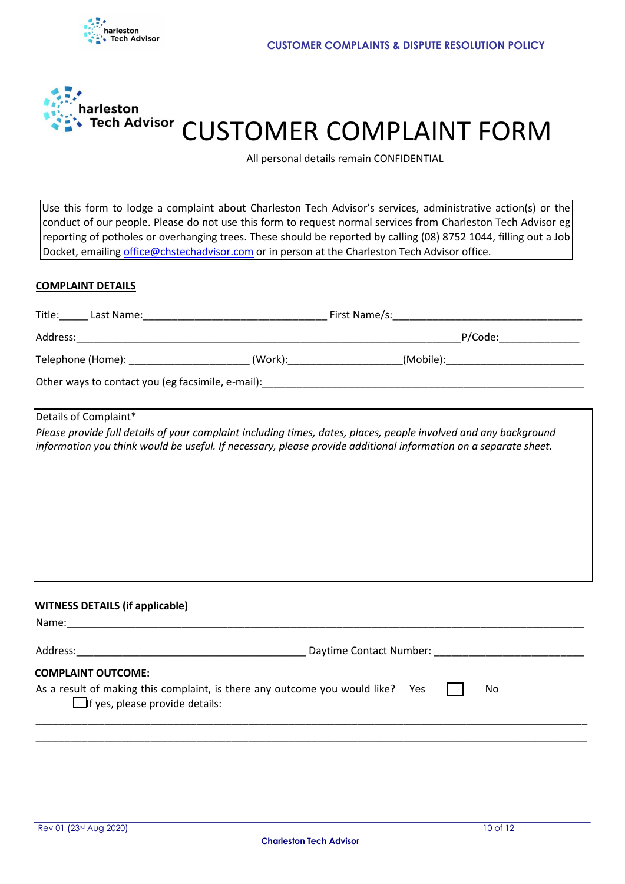# CUSTOMER COMPLAINT FORM

All personal details remain CONFIDENTIAL

Use this form to lodge a complaint about Charleston Tech Advisor's services, administrative action(s) or the conduct of our people. Please do not use this form to request normal services from Charleston Tech Advisor eg reporting of potholes or overhanging trees. These should be reported by calling (08) 8752 1044, filling out a Job Docket, emailing office@chstechadvisor.com or in person at the Charleston Tech Advisor office.

**COMPLAINT DETAILS**

Title:_____ Last Name:_______________________________ First Name/s:________________________________

Address:_________________________________________________________________P/Code:_____________

Telephone (Home): ____________________ (Work):___________________(Mobile):_______________________

Other ways to contact you (eg facsimile, e-mail):_________________________________________________________

Details of Complaint*

*Please provide full details of your complaint including times, dates, places, people involved and any background information you think would be useful. If necessary, please provide additional information on a separate sheet.*

**WITNESS DETAILS (if applicable)**

Name:___________________________________________________________________________________________

Address:________________________________________ Daytime Contact Number: _________________________

**COMPLAINT OUTCOME:**

As a result of making this complaint, is there any outcome you would like? Yes ☐ No ☐

If yes, please provide details:

___________________________________________________________________________________________

___________________________________________________________________________________________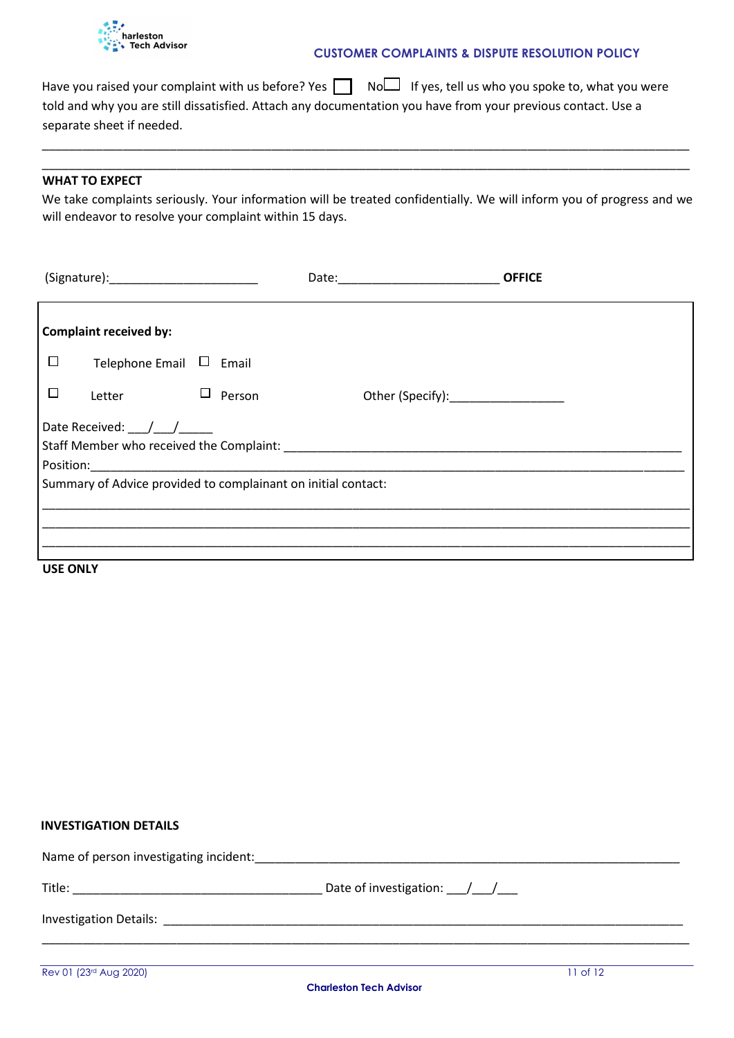Have you raised your complaint with us before? Yes ☐ No ☐ If yes, tell us who you spoke to, what you were told and why you are still dissatisfied. Attach any documentation you have from your previous contact. Use a separate sheet if needed.

\_\_\_\_\_\_\_\_\_\_\_\_\_\_\_\_\_\_\_\_\_\_\_\_\_\_\_\_\_\_\_\_\_\_\_\_\_\_\_\_\_\_\_\_\_\_\_\_\_\_\_\_\_\_\_\_\_\_\_\_\_\_\_\_\_\_\_\_\_\_\_\_\_\_\_\_\_\_\_\_\_\_\_\_\_\_\_\_\_\_

\_\_\_\_\_\_\_\_\_\_\_\_\_\_\_\_\_\_\_\_\_\_\_\_\_\_\_\_\_\_\_\_\_\_\_\_\_\_\_\_\_\_\_\_\_\_\_\_\_\_\_\_\_\_\_\_\_\_\_\_\_\_\_\_\_\_\_\_\_\_\_\_\_\_\_\_\_\_\_\_\_\_\_\_\_\_\_\_\_\_

**WHAT TO EXPECT**

We take complaints seriously. Your information will be treated confidentially. We will inform you of progress and we will endeavor to resolve your complaint within 15 days.

(Signature):\_\_\_\_\_\_\_\_\_\_\_\_\_\_\_\_\_\_\_\_\_\_ Date:\_\_\_\_\_\_\_\_\_\_\_\_\_\_\_\_\_\_\_\_\_\_\_\_

**OFFICE USE ONLY**

**Complaint received by:**

☐ Telephone Email ☐ Email

☐ Letter ☐ Person Other (Specify):\_\_\_\_\_\_\_\_\_\_\_\_\_\_\_\_\_

Date Received: \_\_\_/\_\_\_/\_\_\_\_\_

Staff Member who received the Complaint: \_\_\_\_\_\_\_\_\_\_\_\_\_\_\_\_\_\_\_\_\_\_\_\_\_\_\_\_\_\_\_\_\_\_\_\_\_\_\_\_\_\_\_\_\_\_\_\_\_\_\_\_\_\_\_\_\_\_

Position:\_\_\_\_\_\_\_\_\_\_\_\_\_\_\_\_\_\_\_\_\_\_\_\_\_\_\_\_\_\_\_\_\_\_\_\_\_\_\_\_\_\_\_\_\_\_\_\_\_\_\_\_\_\_\_\_\_\_\_\_\_\_\_\_\_\_\_\_\_\_\_\_\_\_\_\_\_\_\_\_\_\_\_\_\_\_

Summary of Advice provided to complainant on initial contact:

\_\_\_\_\_\_\_\_\_\_\_\_\_\_\_\_\_\_\_\_\_\_\_\_\_\_\_\_\_\_\_\_\_\_\_\_\_\_\_\_\_\_\_\_\_\_\_\_\_\_\_\_\_\_\_\_\_\_\_\_\_\_\_\_\_\_\_\_\_\_\_\_\_\_\_\_\_\_\_\_\_\_\_\_\_\_\_\_\_\_

\_\_\_\_\_\_\_\_\_\_\_\_\_\_\_\_\_\_\_\_\_\_\_\_\_\_\_\_\_\_\_\_\_\_\_\_\_\_\_\_\_\_\_\_\_\_\_\_\_\_\_\_\_\_\_\_\_\_\_\_\_\_\_\_\_\_\_\_\_\_\_\_\_\_\_\_\_\_\_\_\_\_\_\_\_\_\_\_\_\_

\_\_\_\_\_\_\_\_\_\_\_\_\_\_\_\_\_\_\_\_\_\_\_\_\_\_\_\_\_\_\_\_\_\_\_\_\_\_\_\_\_\_\_\_\_\_\_\_\_\_\_\_\_\_\_\_\_\_\_\_\_\_\_\_\_\_\_\_\_\_\_\_\_\_\_\_\_\_\_\_\_\_\_\_\_\_\_\_\_\_

**INVESTIGATION DETAILS**

Name of person investigating incident:\_\_\_\_\_\_\_\_\_\_\_\_\_\_\_\_\_\_\_\_\_\_\_\_\_\_\_\_\_\_\_\_\_\_\_\_\_\_\_\_\_\_\_\_\_\_\_\_\_\_\_\_\_\_\_\_\_\_\_\_\_\_\_\_

Title: \_\_\_\_\_\_\_\_\_\_\_\_\_\_\_\_\_\_\_\_\_\_\_\_\_\_\_\_\_\_\_\_\_\_\_\_\_\_ Date of investigation: \_\_\_/\_\_\_/\_\_\_

Investigation Details: \_\_\_\_\_\_\_\_\_\_\_\_\_\_\_\_\_\_\_\_\_\_\_\_\_\_\_\_\_\_\_\_\_\_\_\_\_\_\_\_\_\_\_\_\_\_\_\_\_\_\_\_\_\_\_\_\_\_\_\_\_\_\_\_\_\_\_\_\_\_\_\_\_\_\_\_

\_\_\_\_\_\_\_\_\_\_\_\_\_\_\_\_\_\_\_\_\_\_\_\_\_\_\_\_\_\_\_\_\_\_\_\_\_\_\_\_\_\_\_\_\_\_\_\_\_\_\_\_\_\_\_\_\_\_\_\_\_\_\_\_\_\_\_\_\_\_\_\_\_\_\_\_\_\_\_\_\_\_\_\_\_\_\_\_\_\_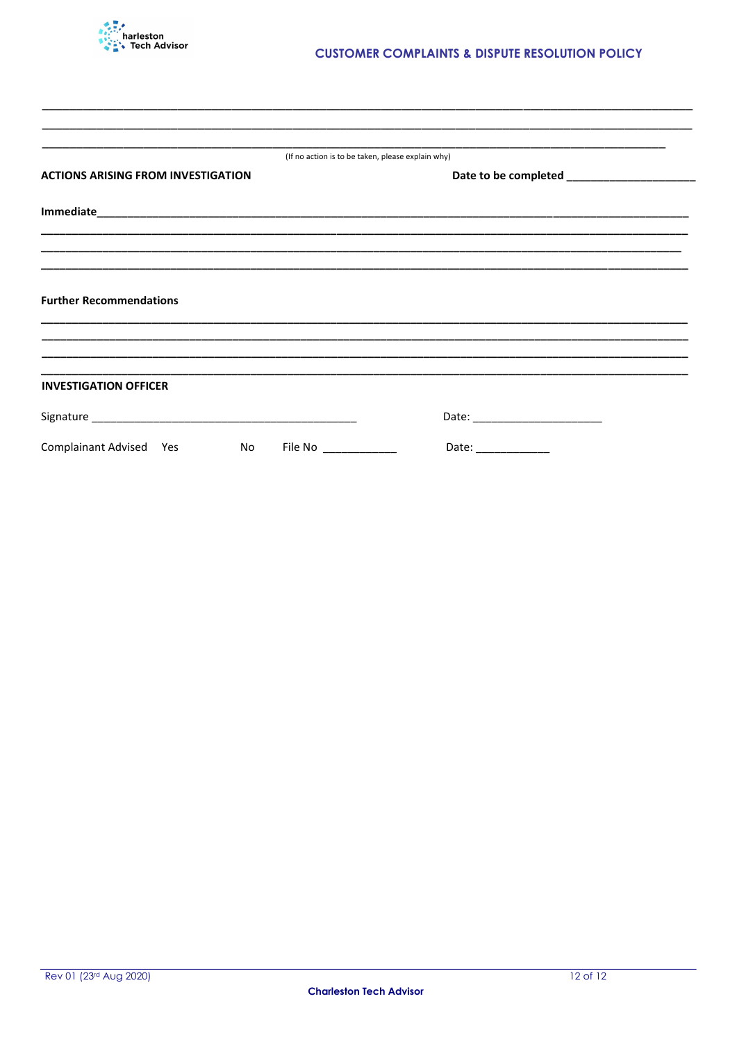\_\_\_\_\_\_\_\_\_\_\_\_\_\_\_\_\_\_\_\_\_\_\_\_\_\_\_\_\_\_\_\_\_\_\_\_\_\_\_\_\_\_\_\_\_\_\_\_\_\_\_\_\_\_\_\_\_\_\_\_\_\_\_\_\_\_\_\_\_\_\_\_\_\_\_\_\_\_

\_\_\_\_\_\_\_\_\_\_\_\_\_\_\_\_\_\_\_\_\_\_\_\_\_\_\_\_\_\_\_\_\_\_\_\_\_\_\_\_\_\_\_\_\_\_\_\_\_\_\_\_\_\_\_\_\_\_\_\_\_\_\_\_\_\_\_\_\_\_\_\_\_\_\_\_\_\_

\_\_\_\_\_\_\_\_\_\_\_\_\_\_\_\_\_\_\_\_\_\_\_\_\_\_\_\_\_\_\_\_\_\_\_\_\_\_\_\_\_\_\_\_\_\_\_\_\_\_\_\_\_\_\_\_\_\_\_\_\_\_\_\_\_\_\_\_\_\_\_\_\_\_\_\_\_

(If no action is to be taken, please explain why)

**ACTIONS ARISING FROM INVESTIGATION** **Date to be completed** \_\_\_\_\_\_\_\_\_\_\_\_\_\_\_\_\_\_\_\_

**Immediate**\_\_\_\_\_\_\_\_\_\_\_\_\_\_\_\_\_\_\_\_\_\_\_\_\_\_\_\_\_\_\_\_\_\_\_\_\_\_\_\_\_\_\_\_\_\_\_\_\_\_\_\_\_\_\_\_\_\_\_\_\_\_\_\_\_\_

\_\_\_\_\_\_\_\_\_\_\_\_\_\_\_\_\_\_\_\_\_\_\_\_\_\_\_\_\_\_\_\_\_\_\_\_\_\_\_\_\_\_\_\_\_\_\_\_\_\_\_\_\_\_\_\_\_\_\_\_\_\_\_\_\_\_\_\_\_\_\_\_\_\_\_\_\_\_

\_\_\_\_\_\_\_\_\_\_\_\_\_\_\_\_\_\_\_\_\_\_\_\_\_\_\_\_\_\_\_\_\_\_\_\_\_\_\_\_\_\_\_\_\_\_\_\_\_\_\_\_\_\_\_\_\_\_\_\_\_\_\_\_\_\_\_\_\_\_\_\_\_\_\_\_\_

\_\_\_\_\_\_\_\_\_\_\_\_\_\_\_\_\_\_\_\_\_\_\_\_\_\_\_\_\_\_\_\_\_\_\_\_\_\_\_\_\_\_\_\_\_\_\_\_\_\_\_\_\_\_\_\_\_\_\_\_\_\_\_\_\_\_\_\_\_\_\_\_\_\_\_\_\_\_

**Further Recommendations**

\_\_\_\_\_\_\_\_\_\_\_\_\_\_\_\_\_\_\_\_\_\_\_\_\_\_\_\_\_\_\_\_\_\_\_\_\_\_\_\_\_\_\_\_\_\_\_\_\_\_\_\_\_\_\_\_\_\_\_\_\_\_\_\_\_\_\_\_\_\_\_\_\_\_\_\_\_\_

\_\_\_\_\_\_\_\_\_\_\_\_\_\_\_\_\_\_\_\_\_\_\_\_\_\_\_\_\_\_\_\_\_\_\_\_\_\_\_\_\_\_\_\_\_\_\_\_\_\_\_\_\_\_\_\_\_\_\_\_\_\_\_\_\_\_\_\_\_\_\_\_\_\_\_\_\_\_

\_\_\_\_\_\_\_\_\_\_\_\_\_\_\_\_\_\_\_\_\_\_\_\_\_\_\_\_\_\_\_\_\_\_\_\_\_\_\_\_\_\_\_\_\_\_\_\_\_\_\_\_\_\_\_\_\_\_\_\_\_\_\_\_\_\_\_\_\_\_\_\_\_\_\_\_\_\_

\_\_\_\_\_\_\_\_\_\_\_\_\_\_\_\_\_\_\_\_\_\_\_\_\_\_\_\_\_\_\_\_\_\_\_\_\_\_\_\_\_\_\_\_\_\_\_\_\_\_\_\_\_\_\_\_\_\_\_\_\_\_\_\_\_\_\_\_\_\_\_\_\_\_\_\_\_\_

**INVESTIGATION OFFICER**

Signature \_\_\_\_\_\_\_\_\_\_\_\_\_\_\_\_\_\_\_\_\_\_\_\_\_\_\_\_\_\_\_\_\_\_\_\_ Date: \_\_\_\_\_\_\_\_\_\_\_\_\_\_\_\_\_\_\_\_

Complainant Advised Yes No File No \_\_\_\_\_\_\_\_\_\_\_\_ Date: \_\_\_\_\_\_\_\_\_\_\_\_